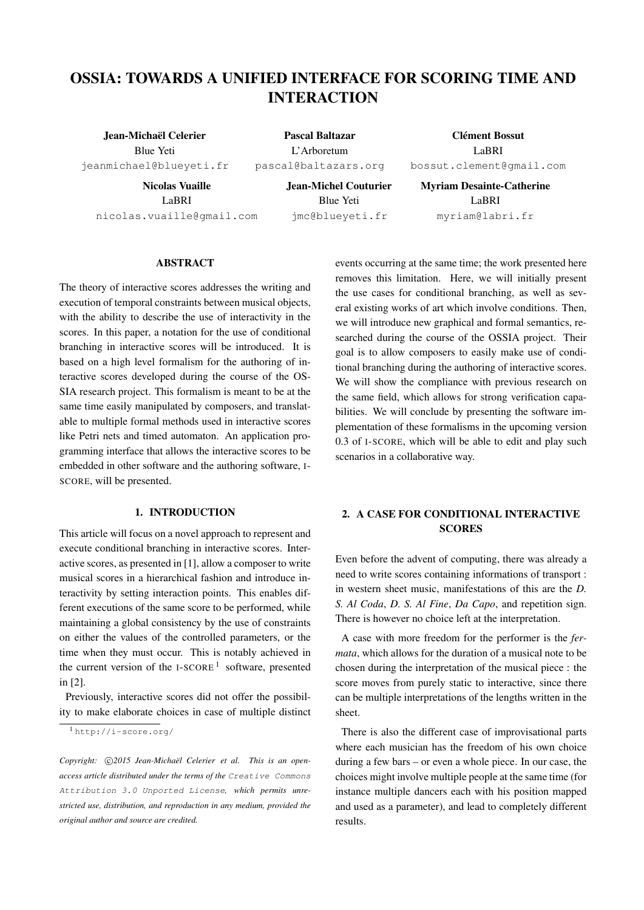# OSSIA: TOWARDS A UNIFIED INTERFACE FOR SCORING TIME AND INTERACTION

**Jean-Michaël Celerier**
Blue Yeti
jeanmichael@blueyeti.fr

**Pascal Baltazar**
L'Arboretum
pascal@baltazars.org

**Clément Bossut**
LaBRI
bossut.clement@gmail.com

**Nicolas Vuaille**
LaBRI
nicolas.vuaille@gmail.com

**Jean-Michel Couturier**
Blue Yeti
jmc@blueyeti.fr

**Myriam Desainte-Catherine**
LaBRI
myriam@labri.fr

## ABSTRACT

The theory of interactive scores addresses the writing and execution of temporal constraints between musical objects, with the ability to describe the use of interactivity in the scores. In this paper, a notation for the use of conditional branching in interactive scores will be introduced. It is based on a high level formalism for the authoring of interactive scores developed during the course of the OSSIA research project. This formalism is meant to be at the same time easily manipulated by composers, and translatable to multiple formal methods used in interactive scores like Petri nets and timed automaton. An application programming interface that allows the interactive scores to be embedded in other software and the authoring software, I-SCORE, will be presented.

## 1. INTRODUCTION

This article will focus on a novel approach to represent and execute conditional branching in interactive scores. Interactive scores, as presented in [1], allow a composer to write musical scores in a hierarchical fashion and introduce interactivity by setting interaction points. This enables different executions of the same score to be performed, while maintaining a global consistency by the use of constraints on either the values of the controlled parameters, or the time when they must occur. This is notably achieved in the current version of the I-SCORE [1] software, presented in [2].

Previously, interactive scores did not offer the possibility to make elaborate choices in case of multiple distinct events occurring at the same time; the work presented here removes this limitation. Here, we will initially present the use cases for conditional branching, as well as several existing works of art which involve conditions. Then, we will introduce new graphical and formal semantics, researched during the course of the OSSIA project. Their goal is to allow composers to easily make use of conditional branching during the authoring of interactive scores. We will show the compliance with previous research on the same field, which allows for strong verification capabilities. We will conclude by presenting the software implementation of these formalisms in the upcoming version 0.3 of I-SCORE, which will be able to edit and play such scenarios in a collaborative way.

## 2. A CASE FOR CONDITIONAL INTERACTIVE SCORES

Even before the advent of computing, there was already a need to write scores containing informations of transport : in western sheet music, manifestations of this are the *D. S. Al Coda*, *D. S. Al Fine*, *Da Capo*, and repetition sign. There is however no choice left at the interpretation.

A case with more freedom for the performer is the *fermata*, which allows for the duration of a musical note to be chosen during the interpretation of the musical piece : the score moves from purely static to interactive, since there can be multiple interpretations of the lengths written in the sheet.

There is also the different case of improvisational parts where each musician has the freedom of his own choice during a few bars – or even a whole piece. In our case, the choices might involve multiple people at the same time (for instance multiple dancers each with his position mapped and used as a parameter), and lead to completely different results.

[1] http://i-score.org/

*Copyright: ©2015 Jean-Michaël Celerier et al. This is an open-access article distributed under the terms of the Creative Commons Attribution 3.0 Unported License, which permits unrestricted use, distribution, and reproduction in any medium, provided the original author and source are credited.*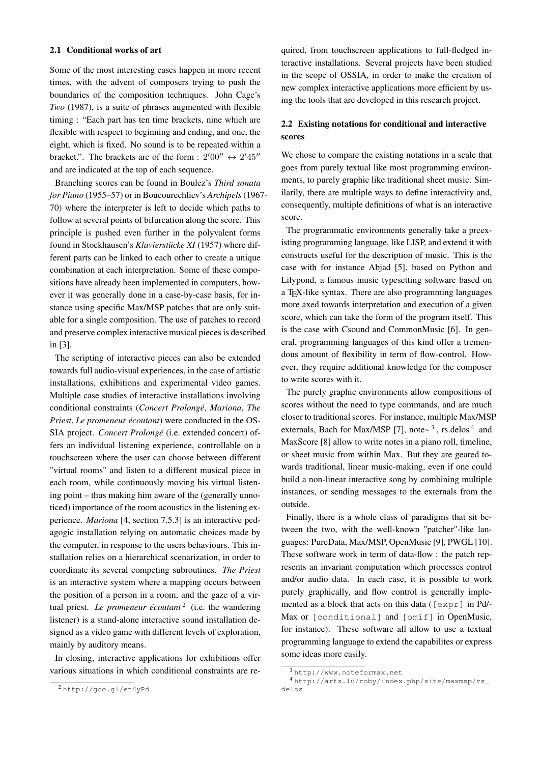### 2.1 Conditional works of art

Some of the most interesting cases happen in more recent times, with the advent of composers trying to push the boundaries of the composition techniques. John Cage's *Two* (1987), is a suite of phrases augmented with flexible timing : "Each part has ten time brackets, nine which are flexible with respect to beginning and ending, and one, the eight, which is fixed. No sound is to be repeated within a bracket.". The brackets are of the form : $2'00'' \leftrightarrow 2'45''$ and are indicated at the top of each sequence.

Branching scores can be found in Boulez's *Third sonata for Piano* (1955–57) or in Boucourechliev's *Archipels* (1967-70) where the interpreter is left to decide which paths to follow at several points of bifurcation along the score. This principle is pushed even further in the polyvalent forms found in Stockhausen's *Klavierstücke XI* (1957) where different parts can be linked to each other to create a unique combination at each interpretation. Some of these compositions have already been implemented in computers, however it was generally done in a case-by-case basis, for instance using specific Max/MSP patches that are only suitable for a single composition. The use of patches to record and preserve complex interactive musical pieces is described in [3].

The scripting of interactive pieces can also be extended towards full audio-visual experiences, in the case of artistic installations, exhibitions and experimental video games. Multiple case studies of interactive installations involving conditional constraints (*Concert Prolongé*, *Mariona*, *The Priest*, *Le promeneur écoutant*) were conducted in the OSSIA project. *Concert Prolongé* (i.e. extended concert) offers an individual listening experience, controllable on a touchscreen where the user can choose between different "virtual rooms" and listen to a different musical piece in each room, while continuously moving his virtual listening point – thus making him aware of the (generally unnoticed) importance of the room acoustics in the listening experience. *Mariona* [4, section 7.5.3] is an interactive pedagogic installation relying on automatic choices made by the computer, in response to the users behaviours. This installation relies on a hierarchical scenarization, in order to coordinate its several competing subroutines. *The Priest* is an interactive system where a mapping occurs between the position of a person in a room, and the gaze of a virtual priest. *Le promeneur écoutant* [2] (i.e. the wandering listener) is a stand-alone interactive sound installation designed as a video game with different levels of exploration, mainly by auditory means.

In closing, interactive applications for exhibitions offer various situations in which conditional constraints are required, from touchscreen applications to full-fledged interactive installations. Several projects have been studied in the scope of OSSIA, in order to make the creation of new complex interactive applications more efficient by using the tools that are developed in this research project.

### 2.2 Existing notations for conditional and interactive scores

We chose to compare the existing notations in a scale that goes from purely textual like most programming environments, to purely graphic like traditional sheet music. Similarily, there are multiple ways to define interactivity and, consequently, multiple definitions of what is an interactive score.

The programmatic environments generally take a preexisting programming language, like LISP, and extend it with constructs useful for the description of music. This is the case with for instance Abjad [5], based on Python and Lilypond, a famous music typesetting software based on a TeX-like syntax. There are also programming languages more axed towards interpretation and execution of a given score, which can take the form of the program itself. This is the case with Csound and CommonMusic [6]. In general, programming languages of this kind offer a tremendous amount of flexibility in term of flow-control. However, they require additional knowledge for the composer to write scores with it.

The purely graphic environments allow compositions of scores without the need to type commands, and are much closer to traditional scores. For instance, multiple Max/MSP externals, Bach for Max/MSP [7], note~ [3] , rs.delos [4] and MaxScore [8] allow to write notes in a piano roll, timeline, or sheet music from within Max. But they are geared towards traditional, linear music-making, even if one could build a non-linear interactive song by combining multiple instances, or sending messages to the externals from the outside.

Finally, there is a whole class of paradigms that sit between the two, with the well-known "patcher"-like languages: PureData, Max/MSP, OpenMusic [9], PWGL [10]. These software work in term of data-flow : the patch represents an invariant computation which processes control and/or audio data. In each case, it is possible to work purely graphically, and flow control is generally implemented as a block that acts on this data (`[expr]` in Pd/-Max or `[conditional]` and `[omif]` in OpenMusic, for instance). These software all allow to use a textual programming language to extend the capabilites or express some ideas more easily.

---

[2] http://goo.gl/et4yPd

[3] http://www.notefor max.net

[4] http://arts.lu/roby/index.php/site/maxmsp/rs_delos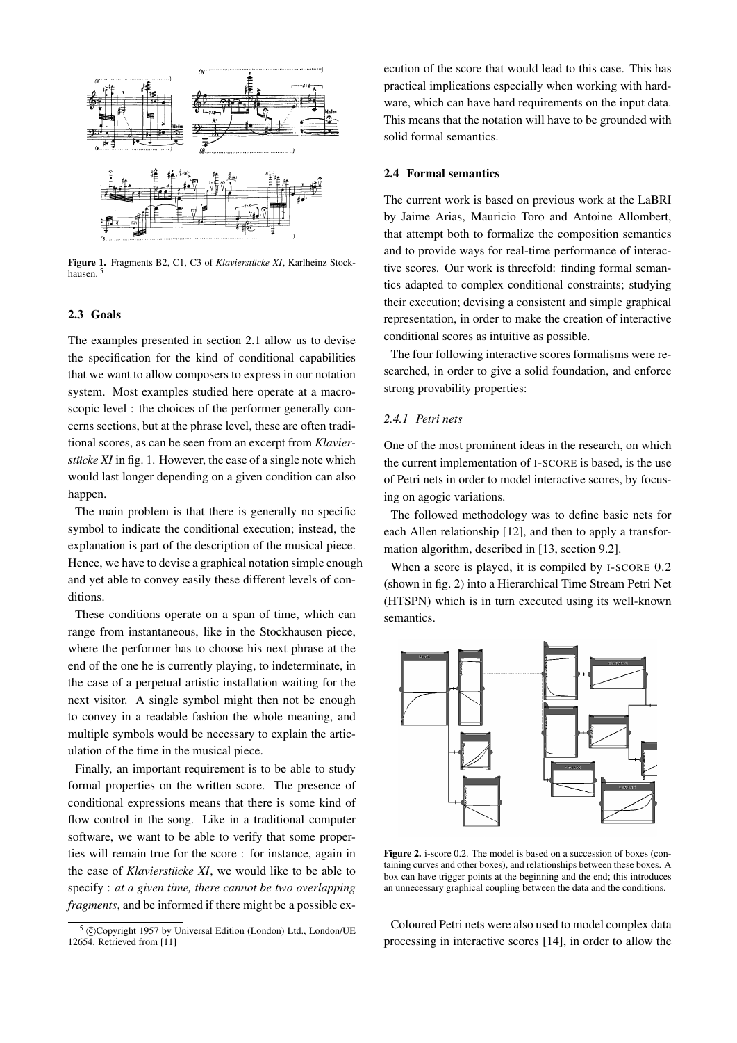Figure 1. Fragments B2, C1, C3 of *Klavierstücke XI*, Karlheinz Stockhausen. [5]

### 2.3 Goals

The examples presented in section 2.1 allow us to devise the specification for the kind of conditional capabilities that we want to allow composers to express in our notation system. Most examples studied here operate at a macroscopic level : the choices of the performer generally concerns sections, but at the phrase level, these are often traditional scores, as can be seen from an excerpt from *Klavierstücke XI* in fig. 1. However, the case of a single note which would last longer depending on a given condition can also happen.

The main problem is that there is generally no specific symbol to indicate the conditional execution; instead, the explanation is part of the description of the musical piece. Hence, we have to devise a graphical notation simple enough and yet able to convey easily these different levels of conditions.

These conditions operate on a span of time, which can range from instantaneous, like in the Stockhausen piece, where the performer has to choose his next phrase at the end of the one he is currently playing, to indeterminate, in the case of a perpetual artistic installation waiting for the next visitor. A single symbol might then not be enough to convey in a readable fashion the whole meaning, and multiple symbols would be necessary to explain the articulation of the time in the musical piece.

Finally, an important requirement is to be able to study formal properties on the written score. The presence of conditional expressions means that there is some kind of flow control in the song. Like in a traditional computer software, we want to be able to verify that some properties will remain true for the score : for instance, again in the case of *Klavierstücke XI*, we would like to be able to specify : *at a given time, there cannot be two overlapping fragments*, and be informed if there might be a possible execution of the score that would lead to this case. This has practical implications especially when working with hardware, which can have hard requirements on the input data. This means that the notation will have to be grounded with solid formal semantics.

[5] ©Copyright 1957 by Universal Edition (London) Ltd., London/UE 12654. Retrieved from [11]

### 2.4 Formal semantics

The current work is based on previous work at the LaBRI by Jaime Arias, Mauricio Toro and Antoine Allombert, that attempt both to formalize the composition semantics and to provide ways for real-time performance of interactive scores. Our work is threefold: finding formal semantics adapted to complex conditional constraints; studying their execution; devising a consistent and simple graphical representation, in order to make the creation of interactive conditional scores as intuitive as possible.

The four following interactive scores formalisms were researched, in order to give a solid foundation, and enforce strong provability properties:

#### 2.4.1 Petri nets

One of the most prominent ideas in the research, on which the current implementation of I-SCORE is based, is the use of Petri nets in order to model interactive scores, by focusing on agogic variations.

The followed methodology was to define basic nets for each Allen relationship [12], and then to apply a transformation algorithm, described in [13, section 9.2].

When a score is played, it is compiled by I-SCORE 0.2 (shown in fig. 2) into a Hierarchical Time Stream Petri Net (HTSPN) which is in turn executed using its well-known semantics.

Figure 2. i-score 0.2. The model is based on a succession of boxes (containing curves and other boxes), and relationships between these boxes. A box can have trigger points at the beginning and the end; this introduces an unnecessary graphical coupling between the data and the conditions.

Coloured Petri nets were also used to model complex data processing in interactive scores [14], in order to allow the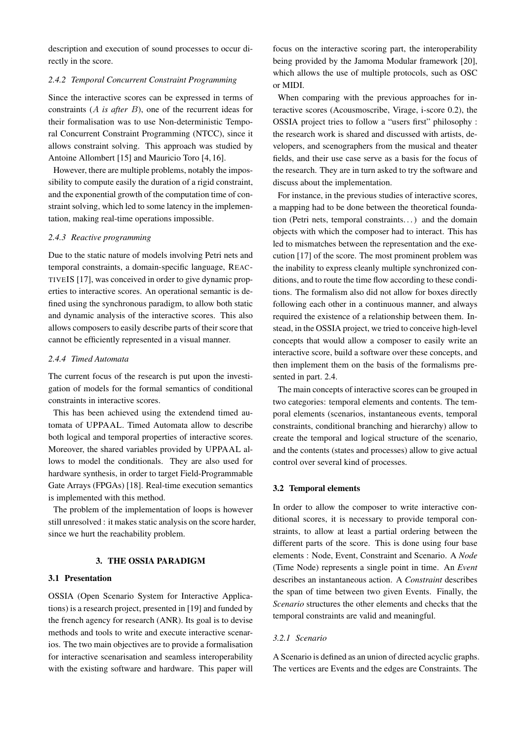description and execution of sound processes to occur directly in the score.

#### 2.4.2 Temporal Concurrent Constraint Programming

Since the interactive scores can be expressed in terms of constraints (*A is after B*), one of the recurrent ideas for their formalisation was to use Non-deterministic Temporal Concurrent Constraint Programming (NTCC), since it allows constraint solving. This approach was studied by Antoine Allombert [15] and Mauricio Toro [4, 16].

However, there are multiple problems, notably the impossibility to compute easily the duration of a rigid constraint, and the exponential growth of the computation time of constraint solving, which led to some latency in the implementation, making real-time operations impossible.

#### 2.4.3 Reactive programming

Due to the static nature of models involving Petri nets and temporal constraints, a domain-specific language, REACTIVEIS [17], was conceived in order to give dynamic properties to interactive scores. An operational semantic is defined using the synchronous paradigm, to allow both static and dynamic analysis of the interactive scores. This also allows composers to easily describe parts of their score that cannot be efficiently represented in a visual manner.

#### 2.4.4 Timed Automata

The current focus of the research is put upon the investigation of models for the formal semantics of conditional constraints in interactive scores.

This has been achieved using the extendend timed automata of UPPAAL. Timed Automata allow to describe both logical and temporal properties of interactive scores. Moreover, the shared variables provided by UPPAAL allows to model the conditionals. They are also used for hardware synthesis, in order to target Field-Programmable Gate Arrays (FPGAs) [18]. Real-time execution semantics is implemented with this method.

The problem of the implementation of loops is however still unresolved : it makes static analysis on the score harder, since we hurt the reachability problem.

## 3. THE OSSIA PARADIGM

### 3.1 Presentation

OSSIA (Open Scenario System for Interactive Applications) is a research project, presented in [19] and funded by the french agency for research (ANR). Its goal is to devise methods and tools to write and execute interactive scenarios. The two main objectives are to provide a formalisation for interactive scenarisation and seamless interoperability with the existing software and hardware. This paper will focus on the interactive scoring part, the interoperability being provided by the Jamoma Modular framework [20], which allows the use of multiple protocols, such as OSC or MIDI.

When comparing with the previous approaches for interactive scores (Acousmoscribe, Virage, i-score 0.2), the OSSIA project tries to follow a "users first" philosophy : the research work is shared and discussed with artists, developers, and scenographers from the musical and theater fields, and their use case serve as a basis for the focus of the research. They are in turn asked to try the software and discuss about the implementation.

For instance, in the previous studies of interactive scores, a mapping had to be done between the theoretical foundation (Petri nets, temporal constraints. . . ) and the domain objects with which the composer had to interact. This has led to mismatches between the representation and the execution [17] of the score. The most prominent problem was the inability to express cleanly multiple synchronized conditions, and to route the time flow according to these conditions. The formalism also did not allow for boxes directly following each other in a continuous manner, and always required the existence of a relationship between them. Instead, in the OSSIA project, we tried to conceive high-level concepts that would allow a composer to easily write an interactive score, build a software over these concepts, and then implement them on the basis of the formalisms presented in part. 2.4.

The main concepts of interactive scores can be grouped in two categories: temporal elements and contents. The temporal elements (scenarios, instantaneous events, temporal constraints, conditional branching and hierarchy) allow to create the temporal and logical structure of the scenario, and the contents (states and processes) allow to give actual control over several kind of processes.

### 3.2 Temporal elements

In order to allow the composer to write interactive conditional scores, it is necessary to provide temporal constraints, to allow at least a partial ordering between the different parts of the score. This is done using four base elements : Node, Event, Constraint and Scenario. A *Node* (Time Node) represents a single point in time. An *Event* describes an instantaneous action. A *Constraint* describes the span of time between two given Events. Finally, the *Scenario* structures the other elements and checks that the temporal constraints are valid and meaningful.

#### 3.2.1 Scenario

A Scenario is defined as an union of directed acyclic graphs. The vertices are Events and the edges are Constraints. The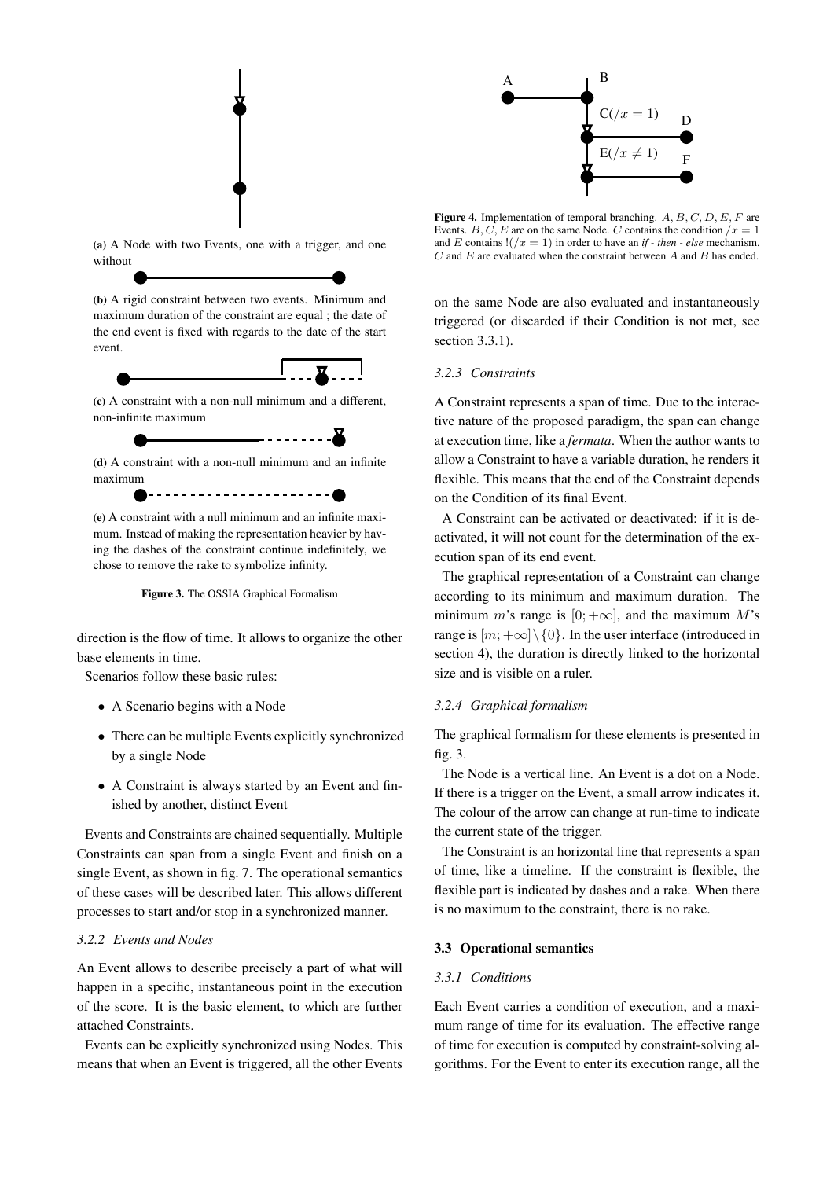(a) A Node with two Events, one with a trigger, and one without

(b) A rigid constraint between two events. Minimum and maximum duration of the constraint are equal ; the date of the end event is fixed with regards to the date of the start event.

(c) A constraint with a non-null minimum and a different, non-infinite maximum

(d) A constraint with a non-null minimum and an infinite maximum

(e) A constraint with a null minimum and an infinite maximum. Instead of making the representation heavier by having the dashes of the constraint continue indefinitely, we chose to remove the rake to symbolize infinity.

**Figure 3.** The OSSIA Graphical Formalism

direction is the flow of time. It allows to organize the other base elements in time.

Scenarios follow these basic rules:

- A Scenario begins with a Node
- There can be multiple Events explicitly synchronized by a single Node
- A Constraint is always started by an Event and finished by another, distinct Event

Events and Constraints are chained sequentially. Multiple Constraints can span from a single Event and finish on a single Event, as shown in fig. 7. The operational semantics of these cases will be described later. This allows different processes to start and/or stop in a synchronized manner.

#### *3.2.2 Events and Nodes*

An Event allows to describe precisely a part of what will happen in a specific, instantaneous point in the execution of the score. It is the basic element, to which are further attached Constraints.

Events can be explicitly synchronized using Nodes. This means that when an Event is triggered, all the other Events on the same Node are also evaluated and instantaneously triggered (or discarded if their Condition is not met, see section 3.3.1).

A B C($/x = 1$) D E($/x \neq 1$) F

**Figure 4.** Implementation of temporal branching. $A, B, C, D, E, F$ are Events. $B, C, E$ are on the same Node. $C$ contains the condition $/x = 1$ and $E$ contains $!(/x = 1)$ in order to have an *if - then - else* mechanism. $C$ and $E$ are evaluated when the constraint between $A$ and $B$ has ended.

#### *3.2.3 Constraints*

A Constraint represents a span of time. Due to the interactive nature of the proposed paradigm, the span can change at execution time, like a *fermata*. When the author wants to allow a Constraint to have a variable duration, he renders it flexible. This means that the end of the Constraint depends on the Condition of its final Event.

A Constraint can be activated or deactivated: if it is deactivated, it will not count for the determination of the execution span of its end event.

The graphical representation of a Constraint can change according to its minimum and maximum duration. The minimum $m$'s range is $[0; +\infty]$, and the maximum $M$'s range is $[m; +\infty] \setminus \{0\}$. In the user interface (introduced in section 4), the duration is directly linked to the horizontal size and is visible on a ruler.

#### *3.2.4 Graphical formalism*

The graphical formalism for these elements is presented in fig. 3.

The Node is a vertical line. An Event is a dot on a Node. If there is a trigger on the Event, a small arrow indicates it. The colour of the arrow can change at run-time to indicate the current state of the trigger.

The Constraint is an horizontal line that represents a span of time, like a timeline. If the constraint is flexible, the flexible part is indicated by dashes and a rake. When there is no maximum to the constraint, there is no rake.

### 3.3 Operational semantics

#### *3.3.1 Conditions*

Each Event carries a condition of execution, and a maximum range of time for its evaluation. The effective range of time for execution is computed by constraint-solving algorithms. For the Event to enter its execution range, all the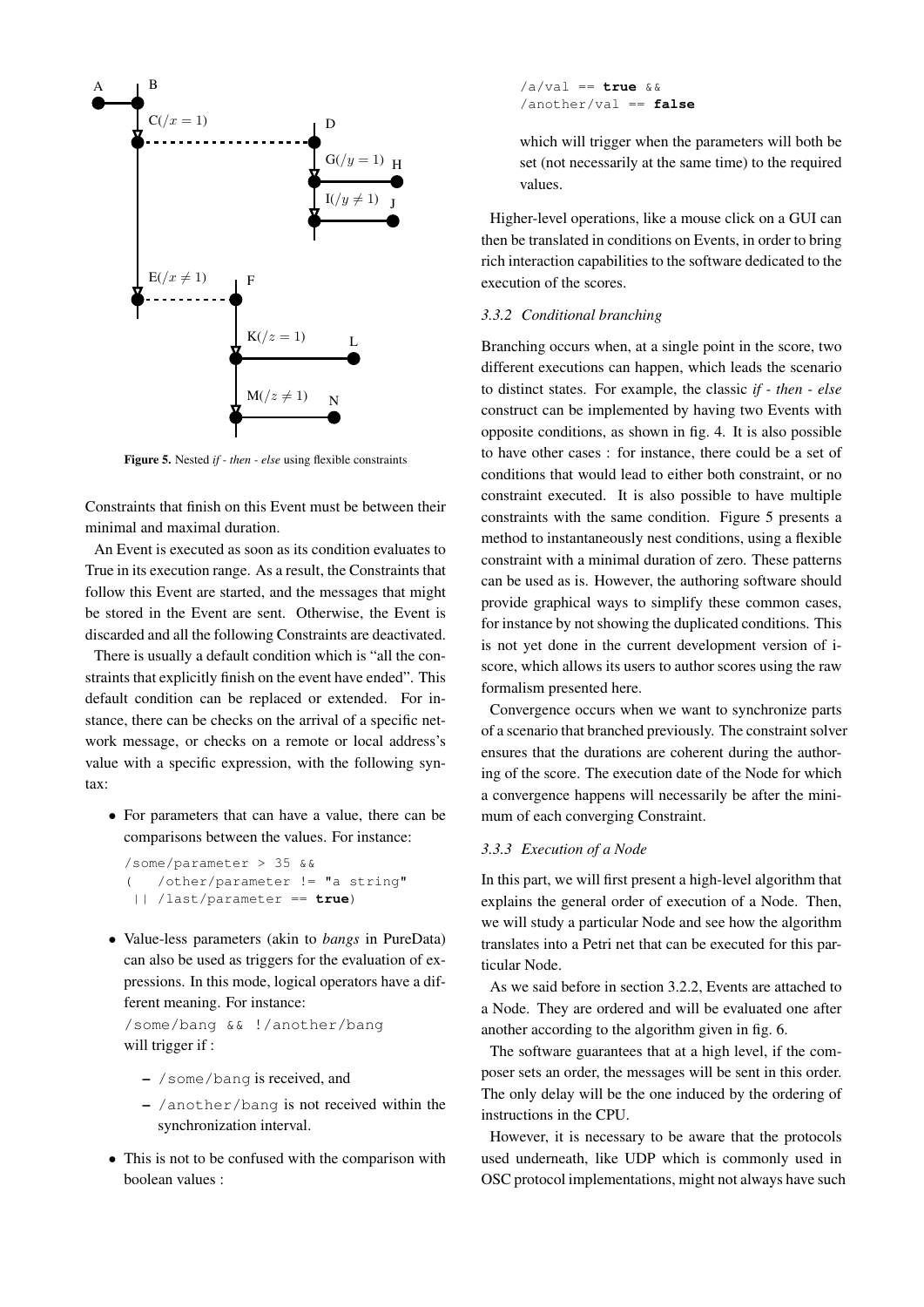Figure 5. Nested *if - then - else* using flexible constraints

Constraints that finish on this Event must be between their minimal and maximal duration.

An Event is executed as soon as its condition evaluates to True in its execution range. As a result, the Constraints that follow this Event are started, and the messages that might be stored in the Event are sent. Otherwise, the Event is discarded and all the following Constraints are deactivated.

There is usually a default condition which is "all the constraints that explicitly finish on the event have ended". This default condition can be replaced or extended. For instance, there can be checks on the arrival of a specific network message, or checks on a remote or local address's value with a specific expression, with the following syntax:

- For parameters that can have a value, there can be comparisons between the values. For instance:

```
/some/parameter > 35 &&
(   /other/parameter != "a string"
 || /last/parameter == true)
```

- Value-less parameters (akin to *bangs* in PureData) can also be used as triggers for the evaluation of expressions. In this mode, logical operators have a different meaning. For instance:
  `/some/bang && !/another/bang`
  will trigger if :
  - `/some/bang` is received, and
  - `/another/bang` is not received within the synchronization interval.
- This is not to be confused with the comparison with boolean values :

```
/a/val == true &&
/another/val == false
```

  which will trigger when the parameters will both be set (not necessarily at the same time) to the required values.

Higher-level operations, like a mouse click on a GUI can then be translated in conditions on Events, in order to bring rich interaction capabilities to the software dedicated to the execution of the scores.

#### 3.3.2 Conditional branching

Branching occurs when, at a single point in the score, two different executions can happen, which leads the scenario to distinct states. For example, the classic *if - then - else* construct can be implemented by having two Events with opposite conditions, as shown in fig. 4. It is also possible to have other cases : for instance, there could be a set of conditions that would lead to either both constraint, or no constraint executed. It is also possible to have multiple constraints with the same condition. Figure 5 presents a method to instantaneously nest conditions, using a flexible constraint with a minimal duration of zero. These patterns can be used as is. However, the authoring software should provide graphical ways to simplify these common cases, for instance by not showing the duplicated conditions. This is not yet done in the current development version of i-score, which allows its users to author scores using the raw formalism presented here.

Convergence occurs when we want to synchronize parts of a scenario that branched previously. The constraint solver ensures that the durations are coherent during the authoring of the score. The execution date of the Node for which a convergence happens will necessarily be after the minimum of each converging Constraint.

#### 3.3.3 Execution of a Node

In this part, we will first present a high-level algorithm that explains the general order of execution of a Node. Then, we will study a particular Node and see how the algorithm translates into a Petri net that can be executed for this particular Node.

As we said before in section 3.2.2, Events are attached to a Node. They are ordered and will be evaluated one after another according to the algorithm given in fig. 6.

The software guarantees that at a high level, if the composer sets an order, the messages will be sent in this order. The only delay will be the one induced by the ordering of instructions in the CPU.

However, it is necessary to be aware that the protocols used underneath, like UDP which is commonly used in OSC protocol implementations, might not always have such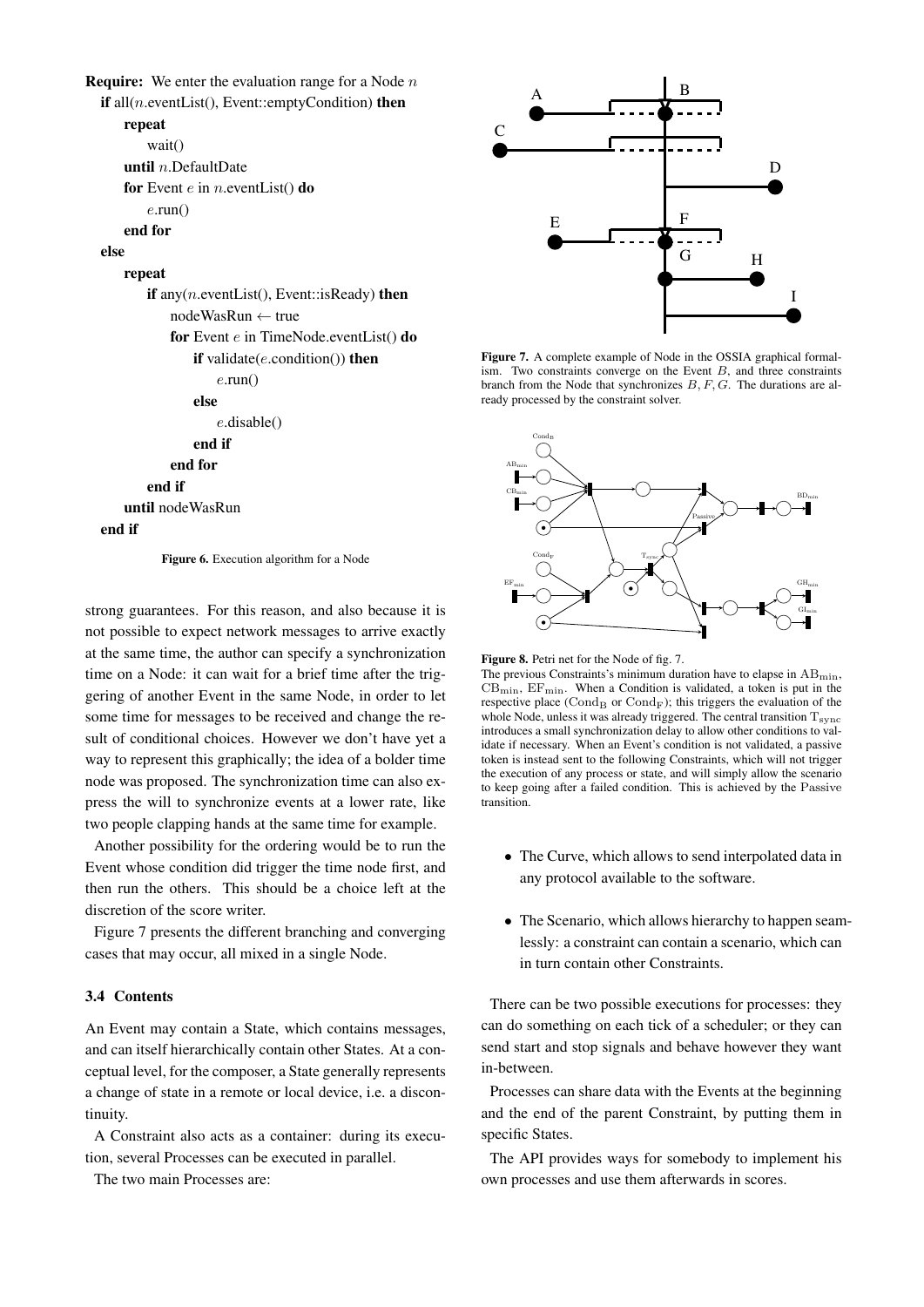```
Require: We enter the evaluation range for a Node n
  if all(n.eventList(), Event::emptyCondition) then
      repeat
          wait()
      until n.DefaultDate
      for Event e in n.eventList() do
          e.run()
      end for
  else
      repeat
          if any(n.eventList(), Event::isReady) then
              nodeWasRun ← true
              for Event e in TimeNode.eventList() do
                  if validate(e.condition()) then
                      e.run()
                  else
                      e.disable()
                  end if
              end for
          end if
      until nodeWasRun
  end if
```

**Figure 6.** Execution algorithm for a Node

strong guarantees. For this reason, and also because it is not possible to expect network messages to arrive exactly at the same time, the author can specify a synchronization time on a Node: it can wait for a brief time after the triggering of another Event in the same Node, in order to let some time for messages to be received and change the result of conditional choices. However we don't have yet a way to represent this graphically; the idea of a bolder time node was proposed. The synchronization time can also express the will to synchronize events at a lower rate, like two people clapping hands at the same time for example.

Another possibility for the ordering would be to run the Event whose condition did trigger the time node first, and then run the others. This should be a choice left at the discretion of the score writer.

Figure 7 presents the different branching and converging cases that may occur, all mixed in a single Node.

### 3.4 Contents

An Event may contain a State, which contains messages, and can itself hierarchically contain other States. At a conceptual level, for the composer, a State generally represents a change of state in a remote or local device, i.e. a discontinuity.

A Constraint also acts as a container: during its execution, several Processes can be executed in parallel.

The two main Processes are:

**Figure 7.** A complete example of Node in the OSSIA graphical formalism. Two constraints converge on the Event $B$, and three constraints branch from the Node that synchronizes $B, F, G$. The durations are already processed by the constraint solver.

**Figure 8.** Petri net for the Node of fig. 7.
The previous Constraints's minimum duration have to elapse in $\mathrm{AB}_{\min}$, $\mathrm{CB}_{\min}$, $\mathrm{EF}_{\min}$. When a Condition is validated, a token is put in the respective place ($\mathrm{Cond}_\mathrm{B}$ or $\mathrm{Cond}_\mathrm{F}$); this triggers the evaluation of the whole Node, unless it was already triggered. The central transition $\mathrm{T}_{\mathrm{sync}}$ introduces a small synchronization delay to allow other conditions to validate if necessary. When an Event's condition is not validated, a passive token is instead sent to the following Constraints, which will not trigger the execution of any process or state, and will simply allow the scenario to keep going after a failed condition. This is achieved by the Passive transition.

- The Curve, which allows to send interpolated data in any protocol available to the software.
- The Scenario, which allows hierarchy to happen seamlessly: a constraint can contain a scenario, which can in turn contain other Constraints.

There can be two possible executions for processes: they can do something on each tick of a scheduler; or they can send start and stop signals and behave however they want in-between.

Processes can share data with the Events at the beginning and the end of the parent Constraint, by putting them in specific States.

The API provides ways for somebody to implement his own processes and use them afterwards in scores.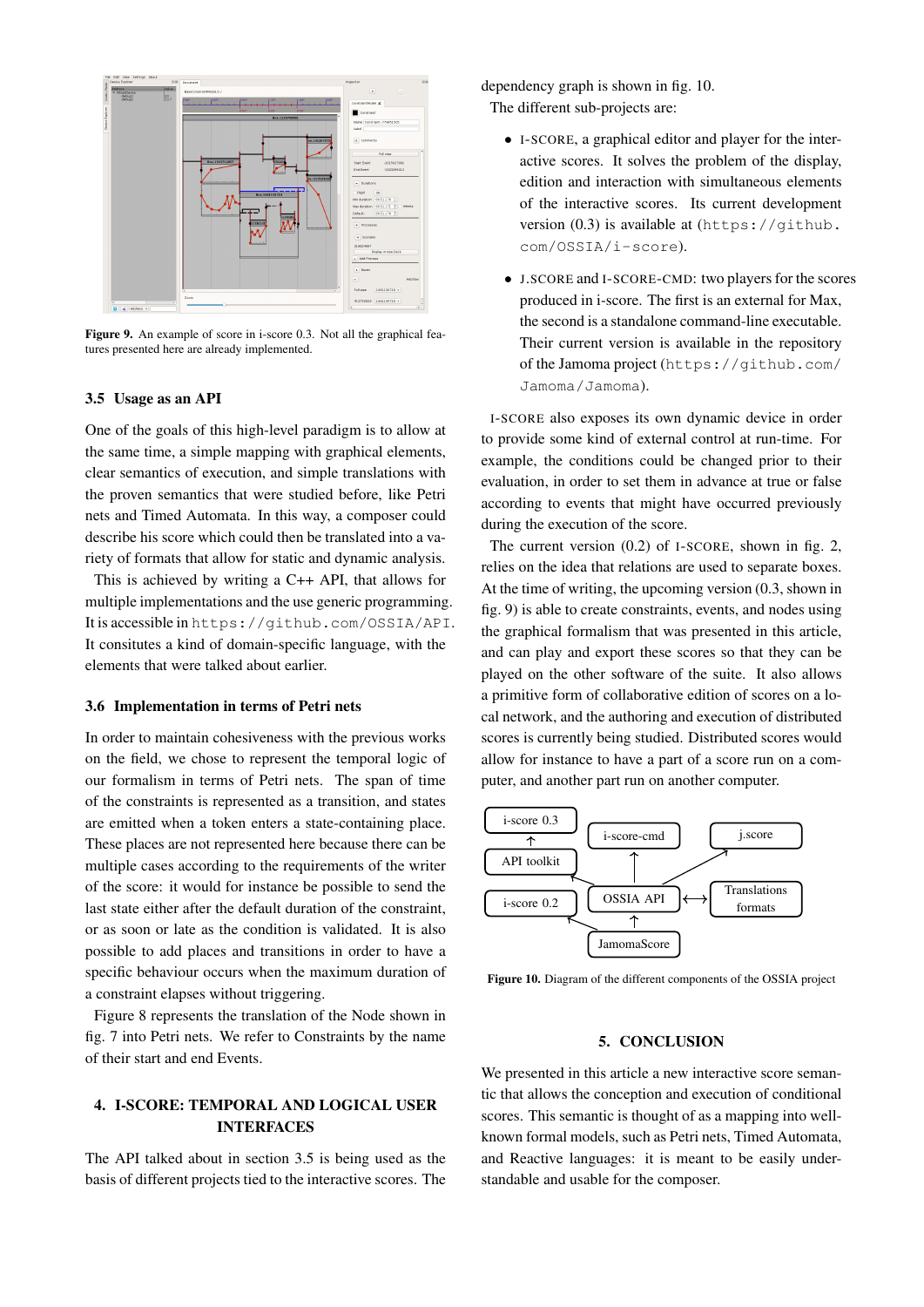**Figure 9.** An example of score in i-score 0.3. Not all the graphical features presented here are already implemented.

### 3.5 Usage as an API

One of the goals of this high-level paradigm is to allow at the same time, a simple mapping with graphical elements, clear semantics of execution, and simple translations with the proven semantics that were studied before, like Petri nets and Timed Automata. In this way, a composer could describe his score which could then be translated into a variety of formats that allow for static and dynamic analysis.

This is achieved by writing a C++ API, that allows for multiple implementations and the use generic programming. It is accessible in https://github.com/OSSIA/API. It consitutes a kind of domain-specific language, with the elements that were talked about earlier.

### 3.6 Implementation in terms of Petri nets

In order to maintain cohesiveness with the previous works on the field, we chose to represent the temporal logic of our formalism in terms of Petri nets. The span of time of the constraints is represented as a transition, and states are emitted when a token enters a state-containing place. These places are not represented here because there can be multiple cases according to the requirements of the writer of the score: it would for instance be possible to send the last state either after the default duration of the constraint, or as soon or late as the condition is validated. It is also possible to add places and transitions in order to have a specific behaviour occurs when the maximum duration of a constraint elapses without triggering.

Figure 8 represents the translation of the Node shown in fig. 7 into Petri nets. We refer to Constraints by the name of their start and end Events.

## 4. I-SCORE: TEMPORAL AND LOGICAL USER INTERFACES

The API talked about in section 3.5 is being used as the basis of different projects tied to the interactive scores. The dependency graph is shown in fig. 10.

The different sub-projects are:

- I-SCORE, a graphical editor and player for the interactive scores. It solves the problem of the display, edition and interaction with simultaneous elements of the interactive scores. Its current development version (0.3) is available at (https://github.com/OSSIA/i-score).
- J.SCORE and I-SCORE-CMD: two players for the scores produced in i-score. The first is an external for Max, the second is a standalone command-line executable. Their current version is available in the repository of the Jamoma project (https://github.com/Jamoma/Jamoma).

I-SCORE also exposes its own dynamic device in order to provide some kind of external control at run-time. For example, the conditions could be changed prior to their evaluation, in order to set them in advance at true or false according to events that might have occurred previously during the execution of the score.

The current version (0.2) of I-SCORE, shown in fig. 2, relies on the idea that relations are used to separate boxes. At the time of writing, the upcoming version (0.3, shown in fig. 9) is able to create constraints, events, and nodes using the graphical formalism that was presented in this article, and can play and export these scores so that they can be played on the other software of the suite. It also allows a primitive form of collaborative edition of scores on a local network, and the authoring and execution of distributed scores is currently being studied. Distributed scores would allow for instance to have a part of a score run on a computer, and another part run on another computer.

**Figure 10.** Diagram of the different components of the OSSIA project

## 5. CONCLUSION

We presented in this article a new interactive score semantic that allows the conception and execution of conditional scores. This semantic is thought of as a mapping into well-known formal models, such as Petri nets, Timed Automata, and Reactive languages: it is meant to be easily understandable and usable for the composer.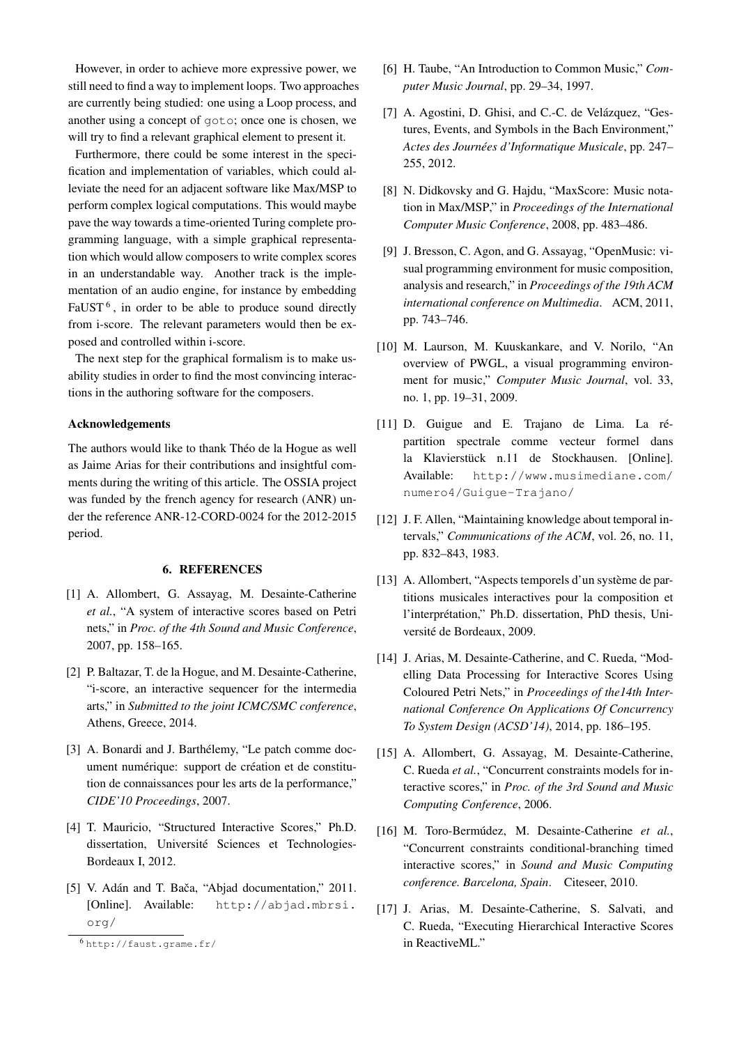However, in order to achieve more expressive power, we still need to find a way to implement loops. Two approaches are currently being studied: one using a Loop process, and another using a concept of `goto`; once one is chosen, we will try to find a relevant graphical element to present it.

Furthermore, there could be some interest in the specification and implementation of variables, which could alleviate the need for an adjacent software like Max/MSP to perform complex logical computations. This would maybe pave the way towards a time-oriented Turing complete programming language, with a simple graphical representation which would allow composers to write complex scores in an understandable way. Another track is the implementation of an audio engine, for instance by embedding FaUST [6], in order to be able to produce sound directly from i-score. The relevant parameters would then be exposed and controlled within i-score.

The next step for the graphical formalism is to make usability studies in order to find the most convincing interactions in the authoring software for the composers.

**Acknowledgements**

The authors would like to thank Théo de la Hogue as well as Jaime Arias for their contributions and insightful comments during the writing of this article. The OSSIA project was funded by the french agency for research (ANR) under the reference ANR-12-CORD-0024 for the 2012-2015 period.

## 6. REFERENCES

[1] A. Allombert, G. Assayag, M. Desainte-Catherine *et al.*, "A system of interactive scores based on Petri nets," in *Proc. of the 4th Sound and Music Conference*, 2007, pp. 158–165.

[2] P. Baltazar, T. de la Hogue, and M. Desainte-Catherine, "i-score, an interactive sequencer for the intermedia arts," in *Submitted to the joint ICMC/SMC conference*, Athens, Greece, 2014.

[3] A. Bonardi and J. Barthélemy, "Le patch comme document numérique: support de création et de constitution de connaissances pour les arts de la performance," *CIDE'10 Proceedings*, 2007.

[4] T. Mauricio, "Structured Interactive Scores," Ph.D. dissertation, Université Sciences et Technologies-Bordeaux I, 2012.

[5] V. Adán and T. Bača, "Abjad documentation," 2011. [Online]. Available: http://abjad.mbrsi.org/

[6] H. Taube, "An Introduction to Common Music," *Computer Music Journal*, pp. 29–34, 1997.

[7] A. Agostini, D. Ghisi, and C.-C. de Velázquez, "Gestures, Events, and Symbols in the Bach Environment," *Actes des Journées d'Informatique Musicale*, pp. 247–255, 2012.

[8] N. Didkovsky and G. Hajdu, "MaxScore: Music notation in Max/MSP," in *Proceedings of the International Computer Music Conference*, 2008, pp. 483–486.

[9] J. Bresson, C. Agon, and G. Assayag, "OpenMusic: visual programming environment for music composition, analysis and research," in *Proceedings of the 19th ACM international conference on Multimedia*. ACM, 2011, pp. 743–746.

[10] M. Laurson, M. Kuuskankare, and V. Norilo, "An overview of PWGL, a visual programming environment for music," *Computer Music Journal*, vol. 33, no. 1, pp. 19–31, 2009.

[11] D. Guigue and E. Trajano de Lima. La répartition spectrale comme vecteur formel dans la Klavierstück n.11 de Stockhausen. [Online]. Available: http://www.musimediane.com/numero4/Guigue-Trajano/

[12] J. F. Allen, "Maintaining knowledge about temporal intervals," *Communications of the ACM*, vol. 26, no. 11, pp. 832–843, 1983.

[13] A. Allombert, "Aspects temporels d'un système de partitions musicales interactives pour la composition et l'interprétation," Ph.D. dissertation, PhD thesis, Université de Bordeaux, 2009.

[14] J. Arias, M. Desainte-Catherine, and C. Rueda, "Modelling Data Processing for Interactive Scores Using Coloured Petri Nets," in *Proceedings of the14th International Conference On Applications Of Concurrency To System Design (ACSD'14)*, 2014, pp. 186–195.

[15] A. Allombert, G. Assayag, M. Desainte-Catherine, C. Rueda *et al.*, "Concurrent constraints models for interactive scores," in *Proc. of the 3rd Sound and Music Computing Conference*, 2006.

[16] M. Toro-Bermúdez, M. Desainte-Catherine *et al.*, "Concurrent constraints conditional-branching timed interactive scores," in *Sound and Music Computing conference. Barcelona, Spain*. Citeseer, 2010.

[17] J. Arias, M. Desainte-Catherine, S. Salvati, and C. Rueda, "Executing Hierarchical Interactive Scores in ReactiveML."

[6] http://faust.grame.fr/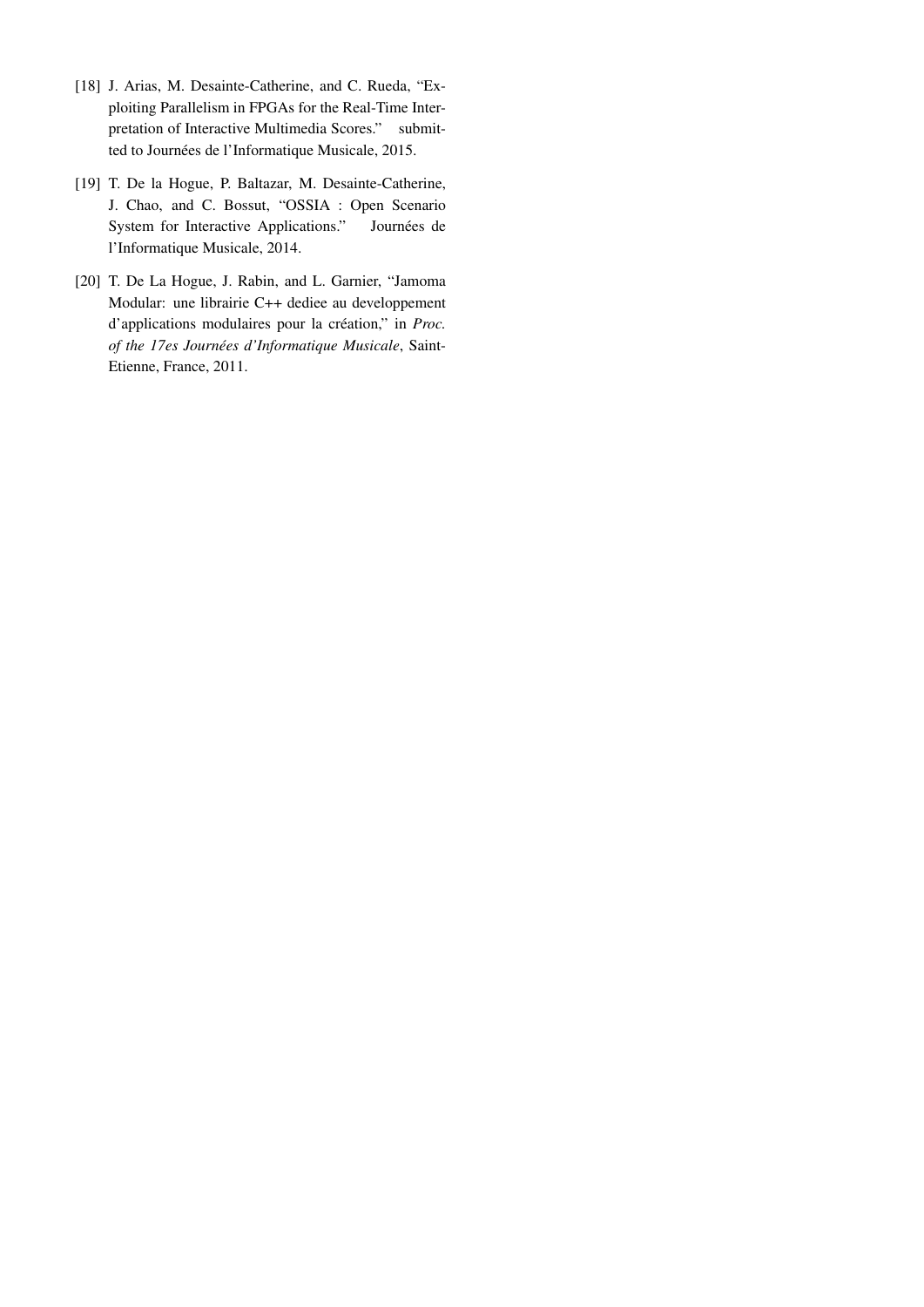[18] J. Arias, M. Desainte-Catherine, and C. Rueda, "Exploiting Parallelism in FPGAs for the Real-Time Interpretation of Interactive Multimedia Scores." submitted to Journées de l'Informatique Musicale, 2015.

[19] T. De la Hogue, P. Baltazar, M. Desainte-Catherine, J. Chao, and C. Bossut, "OSSIA : Open Scenario System for Interactive Applications." Journées de l'Informatique Musicale, 2014.

[20] T. De La Hogue, J. Rabin, and L. Garnier, "Jamoma Modular: une librairie C++ dediee au developpement d'applications modulaires pour la création," in *Proc. of the 17es Journées d'Informatique Musicale*, Saint-Etienne, France, 2011.